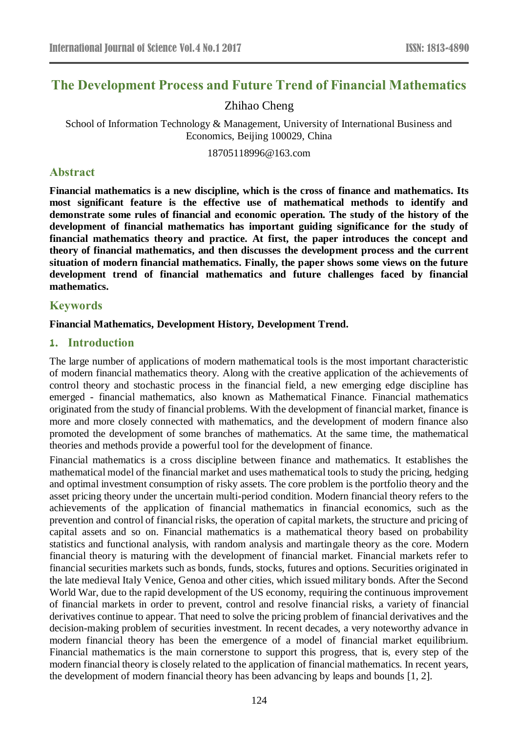# The Development Process and Future Trend of Financial Mathematics

Zhihao Cheng

School of Information Technology & Management, University of International Business and Economics, Beijing 100029, China

18705118996@163.com

## Abstract

**Financial mathematics is a new discipline, which is the cross of finance and mathematics. Its most significant feature is the effective use of mathematical methods to identify and demonstrate some rules of financial and economic operation. The study of the history of the development of financial mathematics has important guiding significance for the study of financial mathematics theory and practice. At first, the paper introduces the concept and theory of financial mathematics, and then discusses the development process and the current situation of modern financial mathematics. Finally, the paper shows some views on the future development trend of financial mathematics and future challenges faced by financial mathematics.**

## Keywords

**Financial Mathematics, Development History, Development Trend.**

## 1. Introduction

The large number of applications of modern mathematical tools is the most important characteristic of modern financial mathematics theory. Along with the creative application of the achievements of control theory and stochastic process in the financial field, a new emerging edge discipline has emerged - financial mathematics, also known as Mathematical Finance. Financial mathematics originated from the study of financial problems. With the development of financial market, finance is more and more closely connected with mathematics, and the development of modern finance also promoted the development of some branches of mathematics. At the same time, the mathematical theories and methods provide a powerful tool for the development of finance.

Financial mathematics is a cross discipline between finance and mathematics. It establishes the mathematical model of the financial market and uses mathematical tools to study the pricing, hedging and optimal investment consumption of risky assets. The core problem is the portfolio theory and the asset pricing theory under the uncertain multi-period condition. Modern financial theory refers to the achievements of the application of financial mathematics in financial economics, such as the prevention and control of financial risks, the operation of capital markets, the structure and pricing of capital assets and so on. Financial mathematics is a mathematical theory based on probability statistics and functional analysis, with random analysis and martingale theory as the core. Modern financial theory is maturing with the development of financial market. Financial markets refer to financial securities markets such as bonds, funds, stocks, futures and options. Securities originated in the late medieval Italy Venice, Genoa and other cities, which issued military bonds. After the Second World War, due to the rapid development of the US economy, requiring the continuous improvement of financial markets in order to prevent, control and resolve financial risks, a variety of financial derivatives continue to appear. That need to solve the pricing problem of financial derivatives and the decision-making problem of securities investment. In recent decades, a very noteworthy advance in modern financial theory has been the emergence of a model of financial market equilibrium. Financial mathematics is the main cornerstone to support this progress, that is, every step of the modern financial theory is closely related to the application of financial mathematics. In recent years, the development of modern financial theory has been advancing by leaps and bounds [1, 2].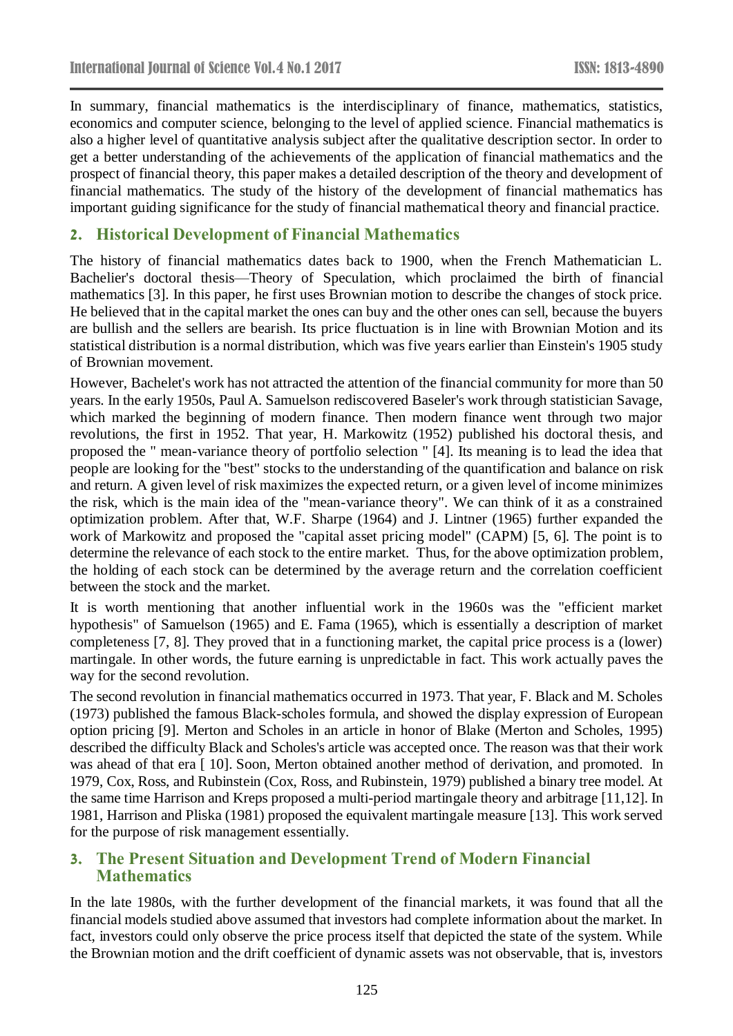In summary, financial mathematics is the interdisciplinary of finance, mathematics, statistics, economics and computer science, belonging to the level of applied science. Financial mathematics is also a higher level of quantitative analysis subject after the qualitative description sector. In order to get a better understanding of the achievements of the application of financial mathematics and the prospect of financial theory, this paper makes a detailed description of the theory and development of financial mathematics. The study of the history of the development of financial mathematics has important guiding significance for the study of financial mathematical theory and financial practice.

## 2. Historical Development of Financial Mathematics

The history of financial mathematics dates back to 1900, when the French Mathematician L. Bachelier's doctoral thesis—Theory of Speculation, which proclaimed the birth of financial mathematics [3]. In this paper, he first uses Brownian motion to describe the changes of stock price. He believed that in the capital market the ones can buy and the other ones can sell, because the buyers are bullish and the sellers are bearish. Its price fluctuation is in line with Brownian Motion and its statistical distribution is a normal distribution, which was five years earlier than Einstein's 1905 study of Brownian movement.

However, Bachelet's work has not attracted the attention of the financial community for more than 50 years. In the early 1950s, Paul A. Samuelson rediscovered Baseler's work through statistician Savage, which marked the beginning of modern finance. Then modern finance went through two major revolutions, the first in 1952. That year, H. Markowitz (1952) published his doctoral thesis, and proposed the " mean-variance theory of portfolio selection " [4]. Its meaning is to lead the idea that people are looking for the "best" stocks to the understanding of the quantification and balance on risk and return. A given level of risk maximizes the expected return, or a given level of income minimizes the risk, which is the main idea of the "mean-variance theory". We can think of it as a constrained optimization problem. After that, W.F. Sharpe (1964) and J. Lintner (1965) further expanded the work of Markowitz and proposed the "capital asset pricing model" (CAPM) [5, 6]. The point is to determine the relevance of each stock to the entire market. Thus, for the above optimization problem, the holding of each stock can be determined by the average return and the correlation coefficient between the stock and the market.

It is worth mentioning that another influential work in the 1960s was the "efficient market hypothesis" of Samuelson (1965) and E. Fama (1965), which is essentially a description of market completeness [7, 8]. They proved that in a functioning market, the capital price process is a (lower) martingale. In other words, the future earning is unpredictable in fact. This work actually paves the way for the second revolution.

The second revolution in financial mathematics occurred in 1973. That year, F. Black and M. Scholes (1973) published the famous Black-scholes formula, and showed the display expression of European option pricing [9]. Merton and Scholes in an article in honor of Blake (Merton and Scholes, 1995) described the difficulty Black and Scholes's article was accepted once. The reason was that their work was ahead of that era [ 10]. Soon, Merton obtained another method of derivation, and promoted. In 1979, Cox, Ross, and Rubinstein (Cox, Ross, and Rubinstein, 1979) published a binary tree model. At the same time Harrison and Kreps proposed a multi-period martingale theory and arbitrage [11,12]. In 1981, Harrison and Pliska (1981) proposed the equivalent martingale measure [13]. This work served for the purpose of risk management essentially.

## 3. The Present Situation and Development Trend of Modern Financial Mathematics

In the late 1980s, with the further development of the financial markets, it was found that all the financial models studied above assumed that investors had complete information about the market. In fact, investors could only observe the price process itself that depicted the state of the system. While the Brownian motion and the drift coefficient of dynamic assets was not observable, that is, investors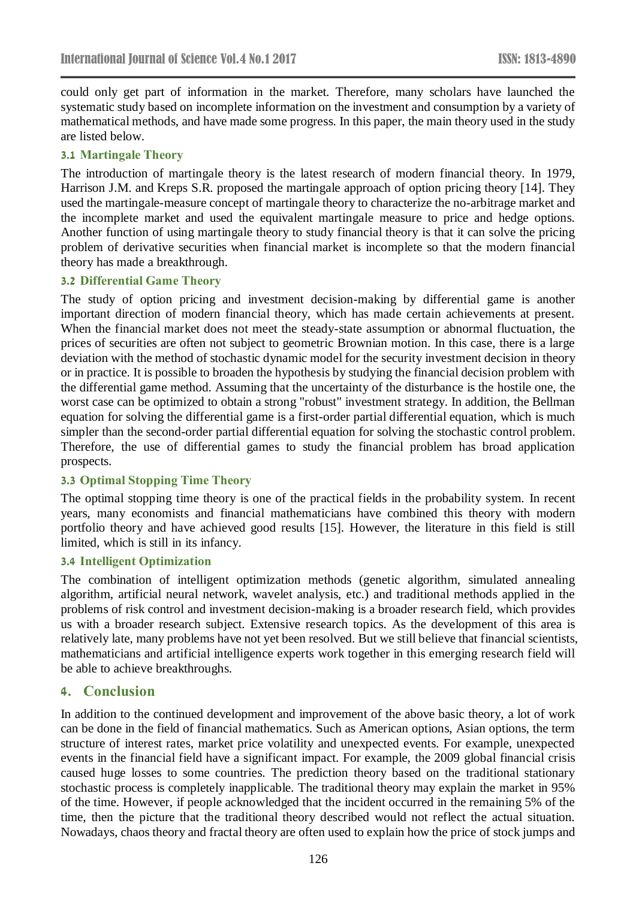could only get part of information in the market. Therefore, many scholars have launched the systematic study based on incomplete information on the investment and consumption by a variety of mathematical methods, and have made some progress. In this paper, the main theory used in the study are listed below.

### 3.1 Martingale Theory

The introduction of martingale theory is the latest research of modern financial theory. In 1979, Harrison J.M. and Kreps S.R. proposed the martingale approach of option pricing theory [14]. They used the martingale-measure concept of martingale theory to characterize the no-arbitrage market and the incomplete market and used the equivalent martingale measure to price and hedge options. Another function of using martingale theory to study financial theory is that it can solve the pricing problem of derivative securities when financial market is incomplete so that the modern financial theory has made a breakthrough.

### 3.2 Differential Game Theory

The study of option pricing and investment decision-making by differential game is another important direction of modern financial theory, which has made certain achievements at present. When the financial market does not meet the steady-state assumption or abnormal fluctuation, the prices of securities are often not subject to geometric Brownian motion. In this case, there is a large deviation with the method of stochastic dynamic model for the security investment decision in theory or in practice. It is possible to broaden the hypothesis by studying the financial decision problem with the differential game method. Assuming that the uncertainty of the disturbance is the hostile one, the worst case can be optimized to obtain a strong "robust" investment strategy. In addition, the Bellman equation for solving the differential game is a first-order partial differential equation, which is much simpler than the second-order partial differential equation for solving the stochastic control problem. Therefore, the use of differential games to study the financial problem has broad application prospects.

### 3.3 Optimal Stopping Time Theory

The optimal stopping time theory is one of the practical fields in the probability system. In recent years, many economists and financial mathematicians have combined this theory with modern portfolio theory and have achieved good results [15]. However, the literature in this field is still limited, which is still in its infancy.

### 3.4 Intelligent Optimization

The combination of intelligent optimization methods (genetic algorithm, simulated annealing algorithm, artificial neural network, wavelet analysis, etc.) and traditional methods applied in the problems of risk control and investment decision-making is a broader research field, which provides us with a broader research subject. Extensive research topics. As the development of this area is relatively late, many problems have not yet been resolved. But we still believe that financial scientists, mathematicians and artificial intelligence experts work together in this emerging research field will be able to achieve breakthroughs.

## 4. Conclusion

In addition to the continued development and improvement of the above basic theory, a lot of work can be done in the field of financial mathematics. Such as American options, Asian options, the term structure of interest rates, market price volatility and unexpected events. For example, unexpected events in the financial field have a significant impact. For example, the 2009 global financial crisis caused huge losses to some countries. The prediction theory based on the traditional stationary stochastic process is completely inapplicable. The traditional theory may explain the market in 95% of the time. However, if people acknowledged that the incident occurred in the remaining 5% of the time, then the picture that the traditional theory described would not reflect the actual situation. Nowadays, chaos theory and fractal theory are often used to explain how the price of stock jumps and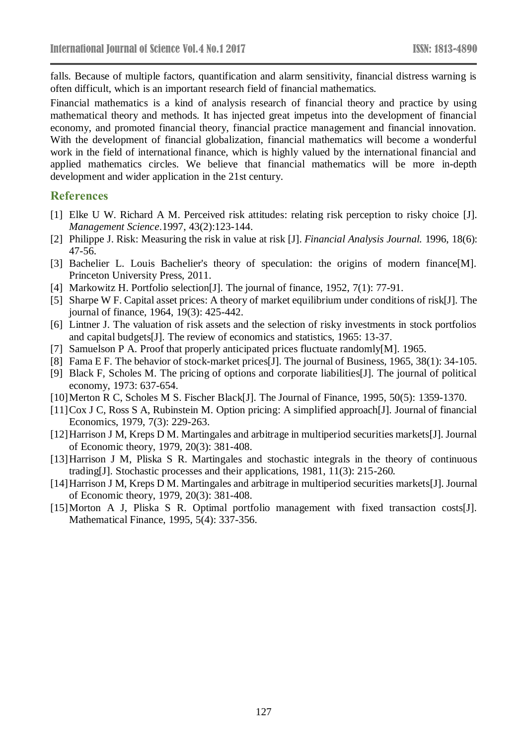falls. Because of multiple factors, quantification and alarm sensitivity, financial distress warning is often difficult, which is an important research field of financial mathematics.

Financial mathematics is a kind of analysis research of financial theory and practice by using mathematical theory and methods. It has injected great impetus into the development of financial economy, and promoted financial theory, financial practice management and financial innovation. With the development of financial globalization, financial mathematics will become a wonderful work in the field of international finance, which is highly valued by the international financial and applied mathematics circles. We believe that financial mathematics will be more in-depth development and wider application in the 21st century.

## References

[1] Elke U W. Richard A M. Perceived risk attitudes: relating risk perception to risky choice [J]. *Management Science*.1997, 43(2):123-144.

[2] Philippe J. Risk: Measuring the risk in value at risk [J]. *Financial Analysis Journal.* 1996, 18(6): 47-56.

[3] Bachelier L. Louis Bachelier's theory of speculation: the origins of modern finance[M]. Princeton University Press, 2011.

[4] Markowitz H. Portfolio selection[J]. The journal of finance, 1952, 7(1): 77-91.

[5] Sharpe W F. Capital asset prices: A theory of market equilibrium under conditions of risk[J]. The journal of finance, 1964, 19(3): 425-442.

[6] Lintner J. The valuation of risk assets and the selection of risky investments in stock portfolios and capital budgets[J]. The review of economics and statistics, 1965: 13-37.

[7] Samuelson P A. Proof that properly anticipated prices fluctuate randomly[M]. 1965.

[8] Fama E F. The behavior of stock-market prices[J]. The journal of Business, 1965, 38(1): 34-105.

[9] Black F, Scholes M. The pricing of options and corporate liabilities[J]. The journal of political economy, 1973: 637-654.

[10] Merton R C, Scholes M S. Fischer Black[J]. The Journal of Finance, 1995, 50(5): 1359-1370.

[11] Cox J C, Ross S A, Rubinstein M. Option pricing: A simplified approach[J]. Journal of financial Economics, 1979, 7(3): 229-263.

[12] Harrison J M, Kreps D M. Martingales and arbitrage in multiperiod securities markets[J]. Journal of Economic theory, 1979, 20(3): 381-408.

[13] Harrison J M, Pliska S R. Martingales and stochastic integrals in the theory of continuous trading[J]. Stochastic processes and their applications, 1981, 11(3): 215-260.

[14] Harrison J M, Kreps D M. Martingales and arbitrage in multiperiod securities markets[J]. Journal of Economic theory, 1979, 20(3): 381-408.

[15] Morton A J, Pliska S R. Optimal portfolio management with fixed transaction costs[J]. Mathematical Finance, 1995, 5(4): 337-356.